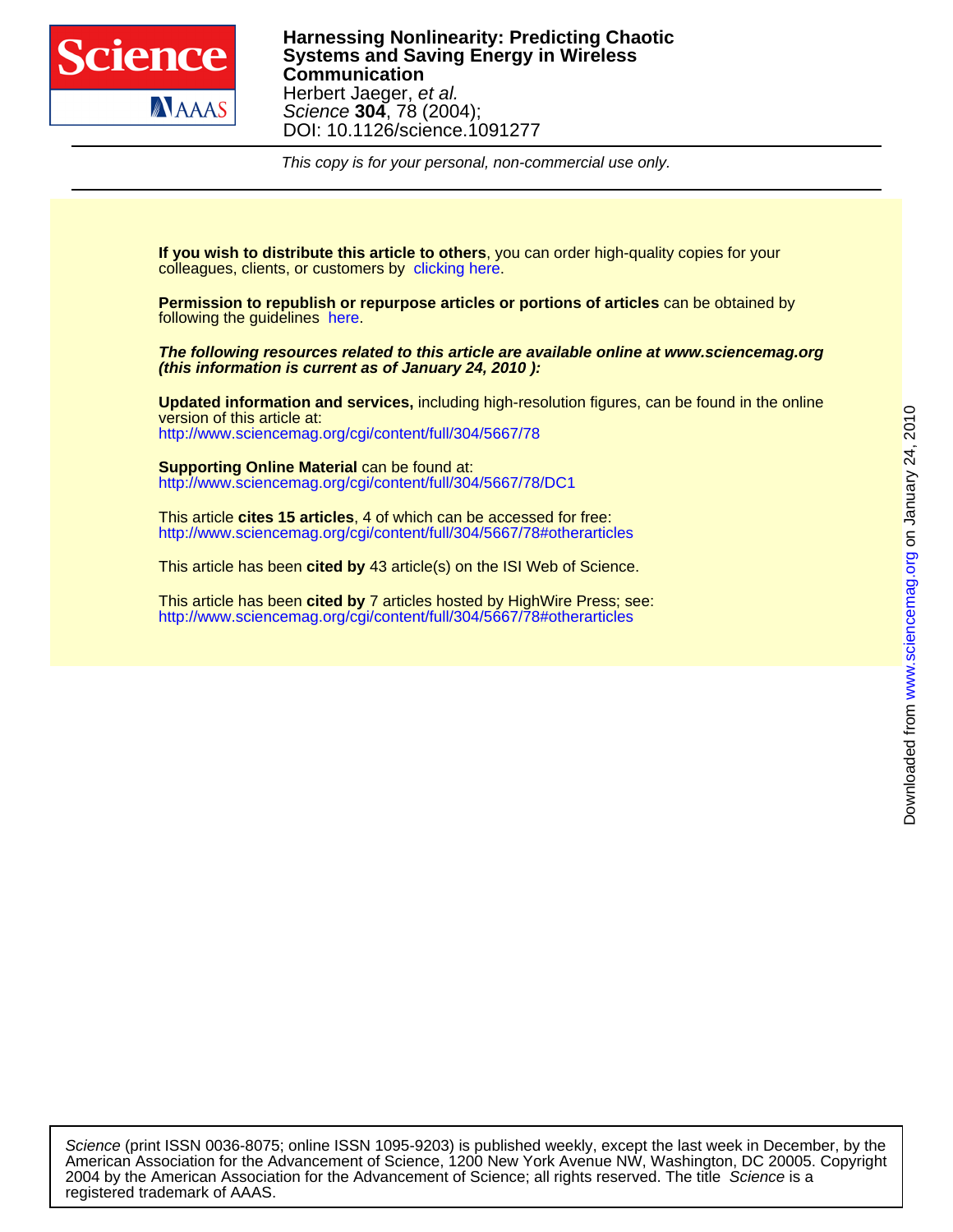**Harnessing Nonlinearity: Predicting Chaotic Systems and Saving Energy in Wireless Communication**

Herbert Jaeger, *et al.*

*Science* **304**, 78 (2004);

DOI: 10.1126/science.1091277

*This copy is for your personal, non-commercial use only.*

**If you wish to distribute this article to others**, you can order high-quality copies for your colleagues, clients, or customers by clicking here.

**Permission to republish or repurpose articles or portions of articles** can be obtained by following the guidelines here.

***The following resources related to this article are available online at www.sciencemag.org (this information is current as of January 24, 2010 ):***

**Updated information and services,** including high-resolution figures, can be found in the online version of this article at:
http://www.sciencemag.org/cgi/content/full/304/5667/78

**Supporting Online Material** can be found at:
http://www.sciencemag.org/cgi/content/full/304/5667/78/DC1

This article **cites 15 articles**, 4 of which can be accessed for free:
http://www.sciencemag.org/cgi/content/full/304/5667/78#otherarticles

This article has been **cited by** 43 article(s) on the ISI Web of Science.

This article has been **cited by** 7 articles hosted by HighWire Press; see:
http://www.sciencemag.org/cgi/content/full/304/5667/78#otherarticles

Downloaded from www.sciencemag.org on January 24, 2010

*Science* (print ISSN 0036-8075; online ISSN 1095-9203) is published weekly, except the last week in December, by the American Association for the Advancement of Science, 1200 New York Avenue NW, Washington, DC 20005. Copyright 2004 by the American Association for the Advancement of Science; all rights reserved. The title *Science* is a registered trademark of AAAS.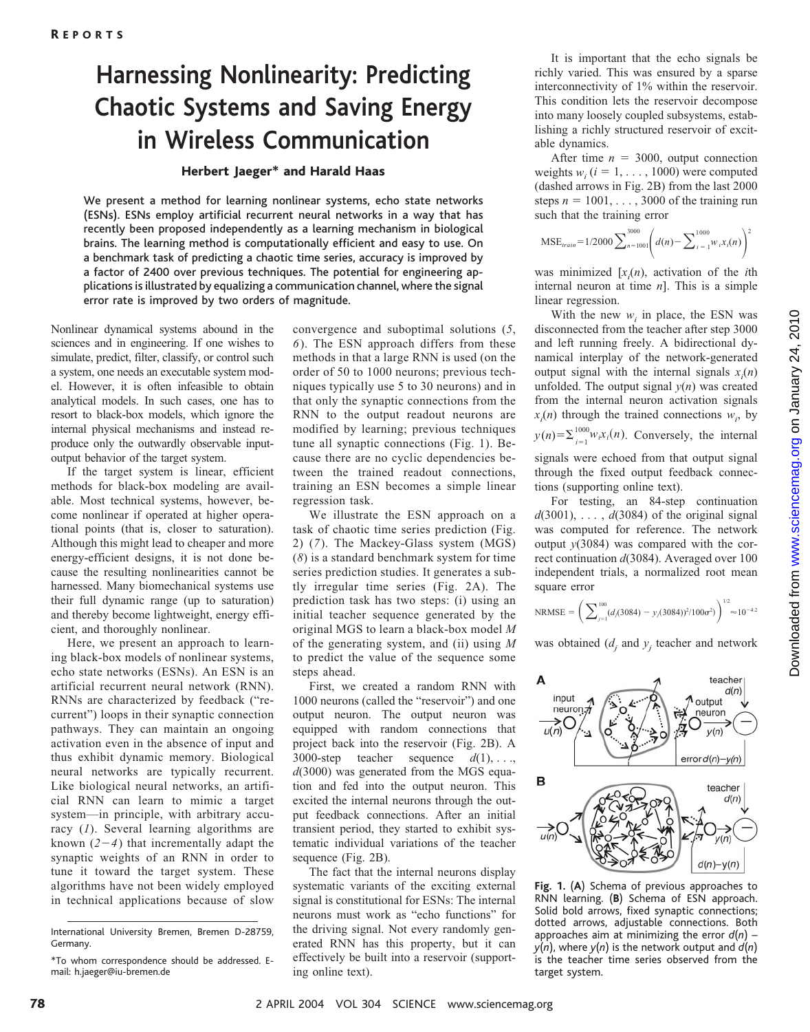# Harnessing Nonlinearity: Predicting Chaotic Systems and Saving Energy in Wireless Communication

**Herbert Jaeger* and Harald Haas**

**We present a method for learning nonlinear systems, echo state networks (ESNs). ESNs employ artificial recurrent neural networks in a way that has recently been proposed independently as a learning mechanism in biological brains. The learning method is computationally efficient and easy to use. On a benchmark task of predicting a chaotic time series, accuracy is improved by a factor of 2400 over previous techniques. The potential for engineering applications is illustrated by equalizing a communication channel, where the signal error rate is improved by two orders of magnitude.**

Nonlinear dynamical systems abound in the sciences and in engineering. If one wishes to simulate, predict, filter, classify, or control such a system, one needs an executable system model. However, it is often infeasible to obtain analytical models. In such cases, one has to resort to black-box models, which ignore the internal physical mechanisms and instead reproduce only the outwardly observable input-output behavior of the target system.

If the target system is linear, efficient methods for black-box modeling are available. Most technical systems, however, become nonlinear if operated at higher operational points (that is, closer to saturation). Although this might lead to cheaper and more energy-efficient designs, it is not done because the resulting nonlinearities cannot be harnessed. Many biomechanical systems use their full dynamic range (up to saturation) and thereby become lightweight, energy efficient, and thoroughly nonlinear.

Here, we present an approach to learning black-box models of nonlinear systems, echo state networks (ESNs). An ESN is an artificial recurrent neural network (RNN). RNNs are characterized by feedback ("recurrent") loops in their synaptic connection pathways. They can maintain an ongoing activation even in the absence of input and thus exhibit dynamic memory. Biological neural networks are typically recurrent. Like biological neural networks, an artificial RNN can learn to mimic a target system—in principle, with arbitrary accuracy (*1*). Several learning algorithms are known (*2*–*4*) that incrementally adapt the synaptic weights of an RNN in order to tune it toward the target system. These algorithms have not been widely employed in technical applications because of slow convergence and suboptimal solutions (*5*, *6*). The ESN approach differs from these methods in that a large RNN is used (on the order of 50 to 1000 neurons; previous techniques typically use 5 to 30 neurons) and in that only the synaptic connections from the RNN to the output readout neurons are modified by learning; previous techniques tune all synaptic connections (Fig. 1). Because there are no cyclic dependencies between the trained readout connections, training an ESN becomes a simple linear regression task.

We illustrate the ESN approach on a task of chaotic time series prediction (Fig. 2) (*7*). The Mackey-Glass system (MGS) (*8*) is a standard benchmark system for time series prediction studies. It generates a subtly irregular time series (Fig. 2A). The prediction task has two steps: (i) using an initial teacher sequence generated by the original MGS to learn a black-box model *M* of the generating system, and (ii) using *M* to predict the value of the sequence some steps ahead.

First, we created a random RNN with 1000 neurons (called the "reservoir") and one output neuron. The output neuron was equipped with random connections that project back into the reservoir (Fig. 2B). A 3000-step teacher sequence $d(1), \ldots, d(3000)$ was generated from the MGS equation and fed into the output neuron. This excited the internal neurons through the output feedback connections. After an initial transient period, they started to exhibit systematic individual variations of the teacher sequence (Fig. 2B).

The fact that the internal neurons display systematic variants of the exciting external signal is constitutional for ESNs: The internal neurons must work as "echo functions" for the driving signal. Not every randomly generated RNN has this property, but it can effectively be built into a reservoir (supporting online text).

It is important that the echo signals be richly varied. This was ensured by a sparse interconnectivity of 1% within the reservoir. This condition lets the reservoir decompose into many loosely coupled subsystems, establishing a richly structured reservoir of excitable dynamics.

After time $n = 3000$, output connection weights $w_i$ ($i = 1, \ldots, 1000$) were computed (dashed arrows in Fig. 2B) from the last 2000 steps $n = 1001, \ldots, 3000$ of the training run such that the training error

$$\mathrm{MSE}_{train} = 1/2000 \sum_{n=1001}^{3000} \left( d(n) - \sum_{i=1}^{1000} w_i x_i(n) \right)^2$$

was minimized [$x_i(n)$, activation of the *i*th internal neuron at time *n*]. This is a simple linear regression.

With the new $w_i$ in place, the ESN was disconnected from the teacher after step 3000 and left running freely. A bidirectional dynamical interplay of the network-generated output signal with the internal signals $x_i(n)$ unfolded. The output signal $y(n)$ was created from the internal neuron activation signals $x_i(n)$ through the trained connections $w_i$, by $y(n) = \sum_{i=1}^{1000} w_i x_i(n)$. Conversely, the internal signals were echoed from that output signal through the fixed output feedback connections (supporting online text).

For testing, an 84-step continuation $d(3001), \ldots, d(3084)$ of the original signal was computed for reference. The network output $y(3084)$ was compared with the correct continuation $d(3084)$. Averaged over 100 independent trials, a normalized root mean square error

$$\mathrm{NRMSE} = \left( \sum_{j=1}^{100} (d_j(3084) - y_j(3084))^2 / 100\sigma^2 \right)^{1/2} \approx 10^{-4.2}$$

was obtained ($d_j$ and $y_j$ teacher and network

**Fig. 1.** (**A**) Schema of previous approaches to RNN learning. (**B**) Schema of ESN approach. Solid bold arrows, fixed synaptic connections; dotted arrows, adjustable connections. Both approaches aim at minimizing the error $d(n) - y(n)$, where $y(n)$ is the network output and $d(n)$ is the teacher time series observed from the target system.

---

International University Bremen, Bremen D-28759, Germany.

*To whom correspondence should be addressed. E-mail: h.jaeger@iu-bremen.de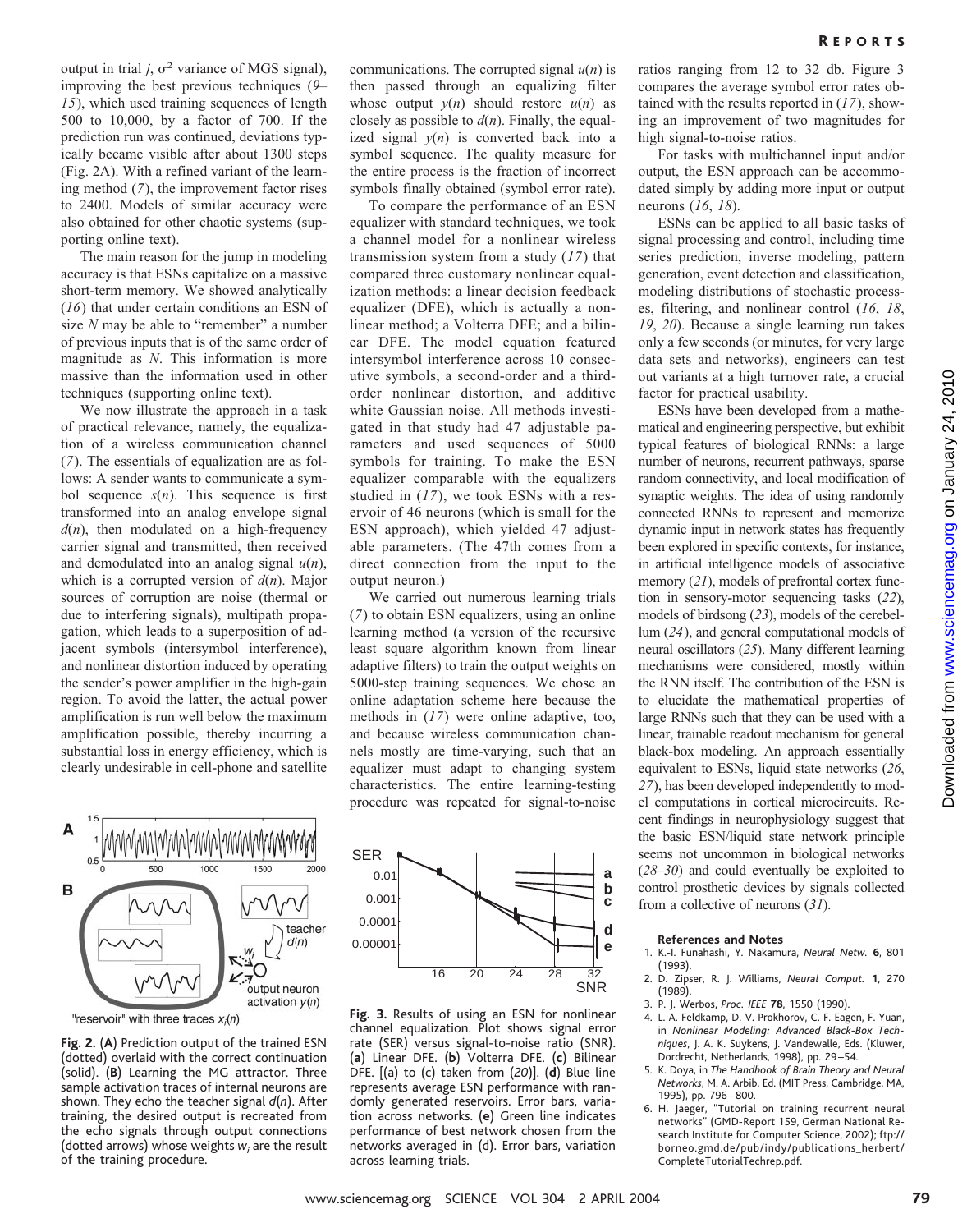output in trial $j$, $\sigma^2$ variance of MGS signal), improving the best previous techniques (9–15), which used training sequences of length 500 to 10,000, by a factor of 700. If the prediction run was continued, deviations typically became visible after about 1300 steps (Fig. 2A). With a refined variant of the learning method (7), the improvement factor rises to 2400. Models of similar accuracy were also obtained for other chaotic systems (supporting online text).

The main reason for the jump in modeling accuracy is that ESNs capitalize on a massive short-term memory. We showed analytically (16) that under certain conditions an ESN of size $N$ may be able to "remember" a number of previous inputs that is of the same order of magnitude as $N$. This information is more massive than the information used in other techniques (supporting online text).

We now illustrate the approach in a task of practical relevance, namely, the equalization of a wireless communication channel (7). The essentials of equalization are as follows: A sender wants to communicate a symbol sequence $s(n)$. This sequence is first transformed into an analog envelope signal $d(n)$, then modulated on a high-frequency carrier signal and transmitted, then received and demodulated into an analog signal $u(n)$, which is a corrupted version of $d(n)$. Major sources of corruption are noise (thermal or due to interfering signals), multipath propagation, which leads to a superposition of adjacent symbols (intersymbol interference), and nonlinear distortion induced by operating the sender's power amplifier in the high-gain region. To avoid the latter, the actual power amplification is run well below the maximum amplification possible, thereby incurring a substantial loss in energy efficiency, which is clearly undesirable in cell-phone and satellite communications. The corrupted signal $u(n)$ is then passed through an equalizing filter whose output $y(n)$ should restore $u(n)$ as closely as possible to $d(n)$. Finally, the equalized signal $y(n)$ is converted back into a symbol sequence. The quality measure for the entire process is the fraction of incorrect symbols finally obtained (symbol error rate).

To compare the performance of an ESN equalizer with standard techniques, we took a channel model for a nonlinear wireless transmission system from a study (17) that compared three customary nonlinear equalization methods: a linear decision feedback equalizer (DFE), which is actually a nonlinear method; a Volterra DFE; and a bilinear DFE. The model equation featured intersymbol interference across 10 consecutive symbols, a second-order and a third-order nonlinear distortion, and additive white Gaussian noise. All methods investigated in that study had 47 adjustable parameters and used sequences of 5000 symbols for training. To make the ESN equalizer comparable with the equalizers studied in (17), we took ESNs with a reservoir of 46 neurons (which is small for the ESN approach), which yielded 47 adjustable parameters. (The 47th comes from a direct connection from the input to the output neuron.)

We carried out numerous learning trials (7) to obtain ESN equalizers, using an online learning method (a version of the recursive least square algorithm known from linear adaptive filters) to train the output weights on 5000-step training sequences. We chose an online adaptation scheme here because the methods in (17) were online adaptive, too, and because wireless communication channels mostly are time-varying, such that an equalizer must adapt to changing system characteristics. The entire learning-testing procedure was repeated for signal-to-noise ratios ranging from 12 to 32 db. Figure 3 compares the average symbol error rates obtained with the results reported in (17), showing an improvement of two magnitudes for high signal-to-noise ratios.

For tasks with multichannel input and/or output, the ESN approach can be accommodated simply by adding more input or output neurons (16, 18).

ESNs can be applied to all basic tasks of signal processing and control, including time series prediction, inverse modeling, pattern generation, event detection and classification, modeling distributions of stochastic processes, filtering, and nonlinear control (16, 18, 19, 20). Because a single learning run takes only a few seconds (or minutes, for very large data sets and networks), engineers can test out variants at a high turnover rate, a crucial factor for practical usability.

ESNs have been developed from a mathematical and engineering perspective, but exhibit typical features of biological RNNs: a large number of neurons, recurrent pathways, sparse random connectivity, and local modification of synaptic weights. The idea of using randomly connected RNNs to represent and memorize dynamic input in network states has frequently been explored in specific contexts, for instance, in artificial intelligence models of associative memory (21), models of prefrontal cortex function in sensory-motor sequencing tasks (22), models of birdsong (23), models of the cerebellum (24), and general computational models of neural oscillators (25). Many different learning mechanisms were considered, mostly within the RNN itself. The contribution of the ESN is to elucidate the mathematical properties of large RNNs such that they can be used with a linear, trainable readout mechanism for general black-box modeling. An approach essentially equivalent to ESNs, liquid state networks (26, 27), has been developed independently to model computations in cortical microcircuits. Recent findings in neurophysiology suggest that the basic ESN/liquid state network principle seems not uncommon in biological networks (28–30) and could eventually be exploited to control prosthetic devices by signals collected from a collective of neurons (31).

**Fig. 2.** (**A**) Prediction output of the trained ESN (dotted) overlaid with the correct continuation (solid). (**B**) Learning the MG attractor. Three sample activation traces of internal neurons are shown. They echo the teacher signal $d(n)$. After training, the desired output is recreated from the echo signals through output connections (dotted arrows) whose weights $w_i$ are the result of the training procedure.

**Fig. 3.** Results of using an ESN for nonlinear channel equalization. Plot shows signal error rate (SER) versus signal-to-noise ratio (SNR). (**a**) Linear DFE. (**b**) Volterra DFE. (**c**) Bilinear DFE. [(a) to (c) taken from (20)]. (**d**) Blue line represents average ESN performance with randomly generated reservoirs. Error bars, variation across networks. (**e**) Green line indicates performance of best network chosen from the networks averaged in (d). Error bars, variation across learning trials.

### References and Notes

1. K.-I. Funahashi, Y. Nakamura, *Neural Netw.* **6**, 801 (1993).
2. D. Zipser, R. J. Williams, *Neural Comput.* **1**, 270 (1989).
3. P. J. Werbos, *Proc. IEEE* **78**, 1550 (1990).
4. L. A. Feldkamp, D. V. Prokhorov, C. F. Eagen, F. Yuan, in *Nonlinear Modeling: Advanced Black-Box Techniques*, J. A. K. Suykens, J. Vandewalle, Eds. (Kluwer, Dordrecht, Netherlands, 1998), pp. 29–54.
5. K. Doya, in *The Handbook of Brain Theory and Neural Networks*, M. A. Arbib, Ed. (MIT Press, Cambridge, MA, 1995), pp. 796–800.
6. H. Jaeger, "Tutorial on training recurrent neural networks" (GMD-Report 159, German National Research Institute for Computer Science, 2002); ftp://borneo.gmd.de/pub/indy/publications_herbert/CompleteTutorialTechrep.pdf.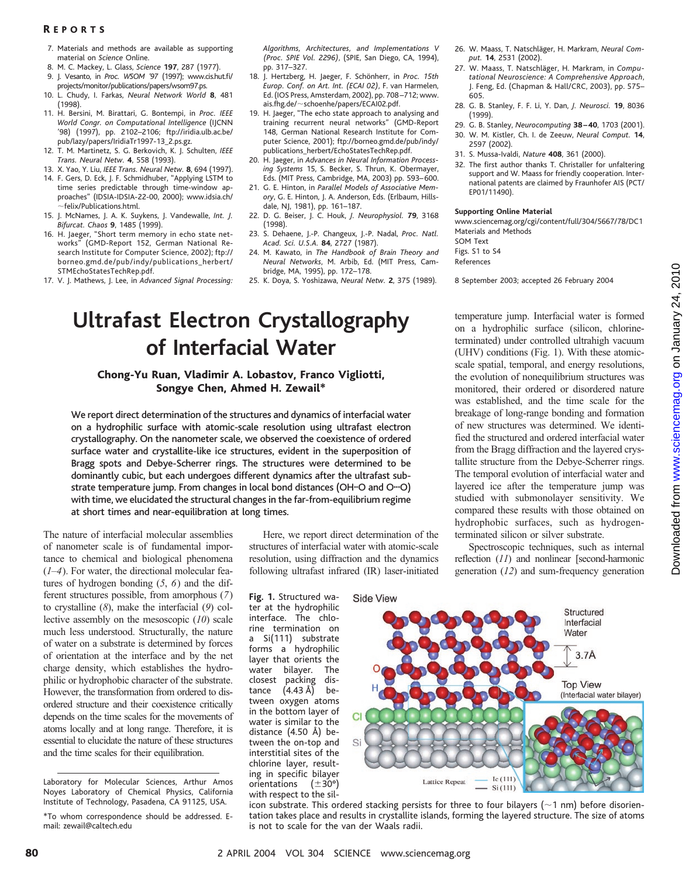7. Materials and methods are available as supporting material on *Science* Online.
8. M. C. Mackey, L. Glass, *Science* **197**, 287 (1977).
9. J. Vesanto, in *Proc. WSOM '97* (1997); www.cis.hut.fi/projects/monitor/publications/papers/wsom97.ps.
10. L. Chudy, I. Farkas, *Neural Network World* **8**, 481 (1998).
11. H. Bersini, M. Birattari, G. Bontempi, in *Proc. IEEE World Congr. on Computational Intelligence* (IJCNN '98) (1997), pp. 2102–2106; ftp://iridia.ulb.ac.be/pub/lazy/papers/IridiaTr1997-13_2.ps.gz.
12. T. M. Martinetz, S. G. Berkovich, K. J. Schulten, *IEEE Trans. Neural Netw.* **4**, 558 (1993).
13. X. Yao, Y. Liu, *IEEE Trans. Neural Netw.* **8**, 694 (1997).
14. F. Gers, D. Eck, J. F. Schmidhuber, "Applying LSTM to time series predictable through time-window approaches" (IDSIA-IDSIA-22-00, 2000); www.idsia.ch/~felix/Publications.html.
15. J. McNames, J. A. K. Suykens, J. Vandewalle, *Int. J. Bifurcat. Chaos* **9**, 1485 (1999).
16. H. Jaeger, "Short term memory in echo state networks" (GMD-Report 152, German National Research Institute for Computer Science, 2002); ftp://borneo.gmd.de/pub/indy/publications_herbert/STMEchoStatesTechRep.pdf.
17. V. J. Mathews, J. Lee, in *Advanced Signal Processing: Algorithms, Architectures, and Implementations V (Proc. SPIE Vol. 2296)*, (SPIE, San Diego, CA, 1994), pp. 317–327.
18. J. Hertzberg, H. Jaeger, F. Schönherr, in *Proc. 15th Europ. Conf. on Art. Int. (ECAI 02)*, F. van Harmelen, Ed. (IOS Press, Amsterdam, 2002), pp. 708–712; www.ais.fhg.de/~schoenhe/papers/ECAI02.pdf.
19. H. Jaeger, "The echo state approach to analysing and training recurrent neural networks" (GMD-Report 148, German National Research Institute for Computer Science, 2001); ftp://borneo.gmd.de/pub/indy/publications_herbert/EchoStatesTechRep.pdf.
20. H. Jaeger, in *Advances in Neural Information Processing Systems* 15, S. Becker, S. Thrun, K. Obermayer, Eds. (MIT Press, Cambridge, MA, 2003) pp. 593–600.
21. G. E. Hinton, in *Parallel Models of Associative Memory*, G. E. Hinton, J. A. Anderson, Eds. (Erlbaum, Hillsdale, NJ, 1981), pp. 161–187.
22. D. G. Beiser, J. C. Houk, *J. Neurophysiol.* **79**, 3168 (1998).
23. S. Dehaene, J.-P. Changeux, J.-P. Nadal, *Proc. Natl. Acad. Sci. U.S.A.* **84**, 2727 (1987).
24. M. Kawato, in *The Handbook of Brain Theory and Neural Networks*, M. Arbib, Ed. (MIT Press, Cambridge, MA, 1995), pp. 172–178.
25. K. Doya, S. Yoshizawa, *Neural Netw.* **2**, 375 (1989).
26. W. Maass, T. Natschläger, H. Markram, *Neural Comput.* **14**, 2531 (2002).
27. W. Maass, T. Natschläger, H. Markram, in *Computational Neuroscience: A Comprehensive Approach*, J. Feng, Ed. (Chapman & Hall/CRC, 2003), pp. 575–605.
28. G. B. Stanley, F. F. Li, Y. Dan, *J. Neurosci.* **19**, 8036 (1999).
29. G. B. Stanley, *Neurocomputing* **38–40**, 1703 (2001).
30. W. M. Kistler, Ch. I. de Zeeuw, *Neural Comput.* **14**, 2597 (2002).
31. S. Mussa-Ivaldi, *Nature* **408**, 361 (2000).
32. The first author thanks T. Christaller for unfaltering support and W. Maass for friendly cooperation. International patents are claimed by Fraunhofer AIS (PCT/EP01/11490).

**Supporting Online Material**
www.sciencemag.org/cgi/content/full/304/5667/78/DC1
Materials and Methods
SOM Text
Figs. S1 to S4
References

8 September 2003; accepted 26 February 2004

# Ultrafast Electron Crystallography of Interfacial Water

**Chong-Yu Ruan, Vladimir A. Lobastov, Franco Vigliotti, Songye Chen, Ahmed H. Zewail***

**We report direct determination of the structures and dynamics of interfacial water on a hydrophilic surface with atomic-scale resolution using ultrafast electron crystallography. On the nanometer scale, we observed the coexistence of ordered surface water and crystallite-like ice structures, evident in the superposition of Bragg spots and Debye-Scherrer rings. The structures were determined to be dominantly cubic, but each undergoes different dynamics after the ultrafast substrate temperature jump. From changes in local bond distances (OH··O and O···O) with time, we elucidated the structural changes in the far-from-equilibrium regime at short times and near-equilibration at long times.**

The nature of interfacial molecular assemblies of nanometer scale is of fundamental importance to chemical and biological phenomena (*1–4*). For water, the directional molecular features of hydrogen bonding (*5*, *6*) and the different structures possible, from amorphous (*7*) to crystalline (*8*), make the interfacial (*9*) collective assembly on the mesoscopic (*10*) scale much less understood. Structurally, the nature of water on a substrate is determined by forces of orientation at the interface and by the net charge density, which establishes the hydrophilic or hydrophobic character of the substrate. However, the transformation from ordered to disordered structure and their coexistence critically depends on the time scales for the movements of atoms locally and at long range. Therefore, it is essential to elucidate the nature of these structures and the time scales for their equilibration.

Here, we report direct determination of the structures of interfacial water with atomic-scale resolution, using diffraction and the dynamics following ultrafast infrared (IR) laser-initiated temperature jump. Interfacial water is formed on a hydrophilic surface (silicon, chlorine-terminated) under controlled ultrahigh vacuum (UHV) conditions (Fig. 1). With these atomic-scale spatial, temporal, and energy resolutions, the evolution of nonequilibrium structures was monitored, their ordered or disordered nature was established, and the time scale for the breakage of long-range bonding and formation of new structures was determined. We identified the structured and ordered interfacial water from the Bragg diffraction and the layered crystallite structure from the Debye-Scherrer rings. The temporal evolution of interfacial water and layered ice after the temperature jump was studied with submonolayer sensitivity. We compared these results with those obtained on hydrophobic surfaces, such as hydrogen-terminated silicon or silver substrate.

Spectroscopic techniques, such as internal reflection (*11*) and nonlinear [second-harmonic generation (*12*) and sum-frequency generation

Side View
Structured Interfacial Water
3.7Å
O
H
Cl
Si
Top View (Interfacial water bilayer)
Lattice Repeat — Ic (111) — Si (111)

**Fig. 1.** Structured water at the hydrophilic interface. The chlorine termination on a Si(111) substrate forms a hydrophilic layer that orients the water bilayer. The closest packing distance (4.43 Å) between oxygen atoms in the bottom layer of water is similar to the distance (4.50 Å) between the on-top and interstitial sites of the chlorine layer, resulting in specific bilayer orientations (±30°) with respect to the silicon substrate. This ordered stacking persists for three to four bilayers (~1 nm) before disorientation takes place and results in crystallite islands, forming the layered structure. The size of atoms is not to scale for the van der Waals radii.

Laboratory for Molecular Sciences, Arthur Amos Noyes Laboratory of Chemical Physics, California Institute of Technology, Pasadena, CA 91125, USA.

*To whom correspondence should be addressed. E-mail: zewail@caltech.edu